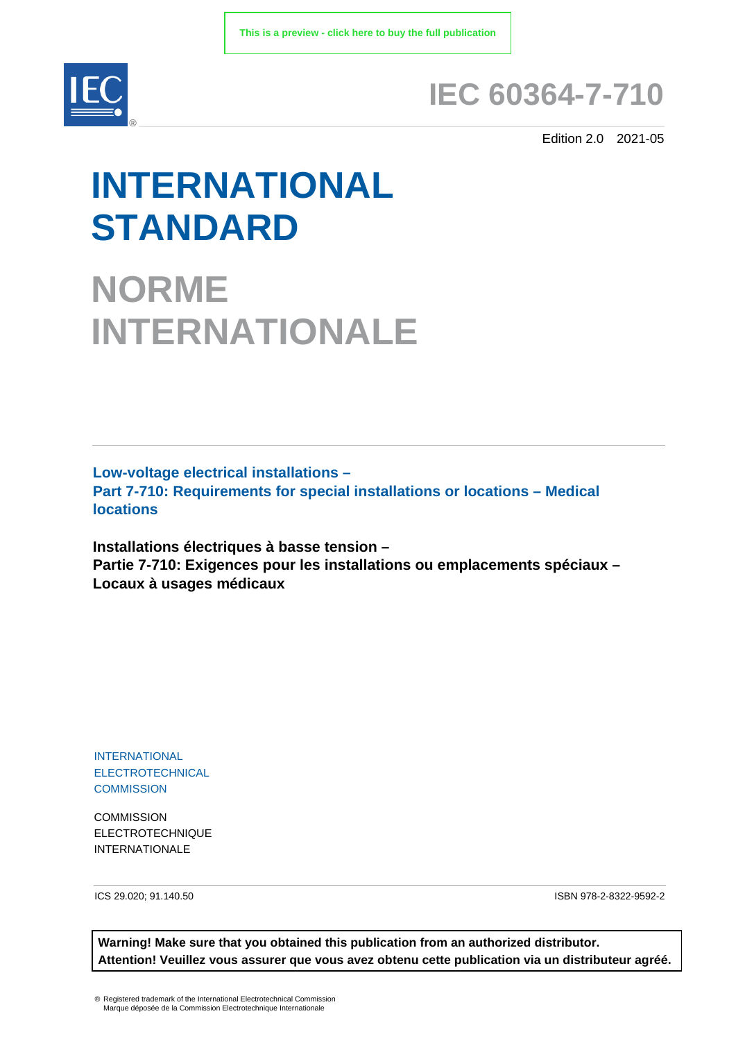This is a preview - click here to buy the full publication

# IEC 60364-7-710

Edition 2.0 2021-05

# INTERNATIONAL STANDARD

# NORME INTERNATIONALE

**Low-voltage electrical installations –**
**Part 7-710: Requirements for special installations or locations – Medical locations**

**Installations électriques à basse tension –**
**Partie 7-710: Exigences pour les installations ou emplacements spéciaux – Locaux à usages médicaux**

INTERNATIONAL
ELECTROTECHNICAL
COMMISSION

COMMISSION
ELECTROTECHNIQUE
INTERNATIONALE

ICS 29.020; 91.140.50

ISBN 978-2-8322-9592-2

**Warning! Make sure that you obtained this publication from an authorized distributor.**
**Attention! Veuillez vous assurer que vous avez obtenu cette publication via un distributeur agréé.**

® Registered trademark of the International Electrotechnical Commission
Marque déposée de la Commission Electrotechnique Internationale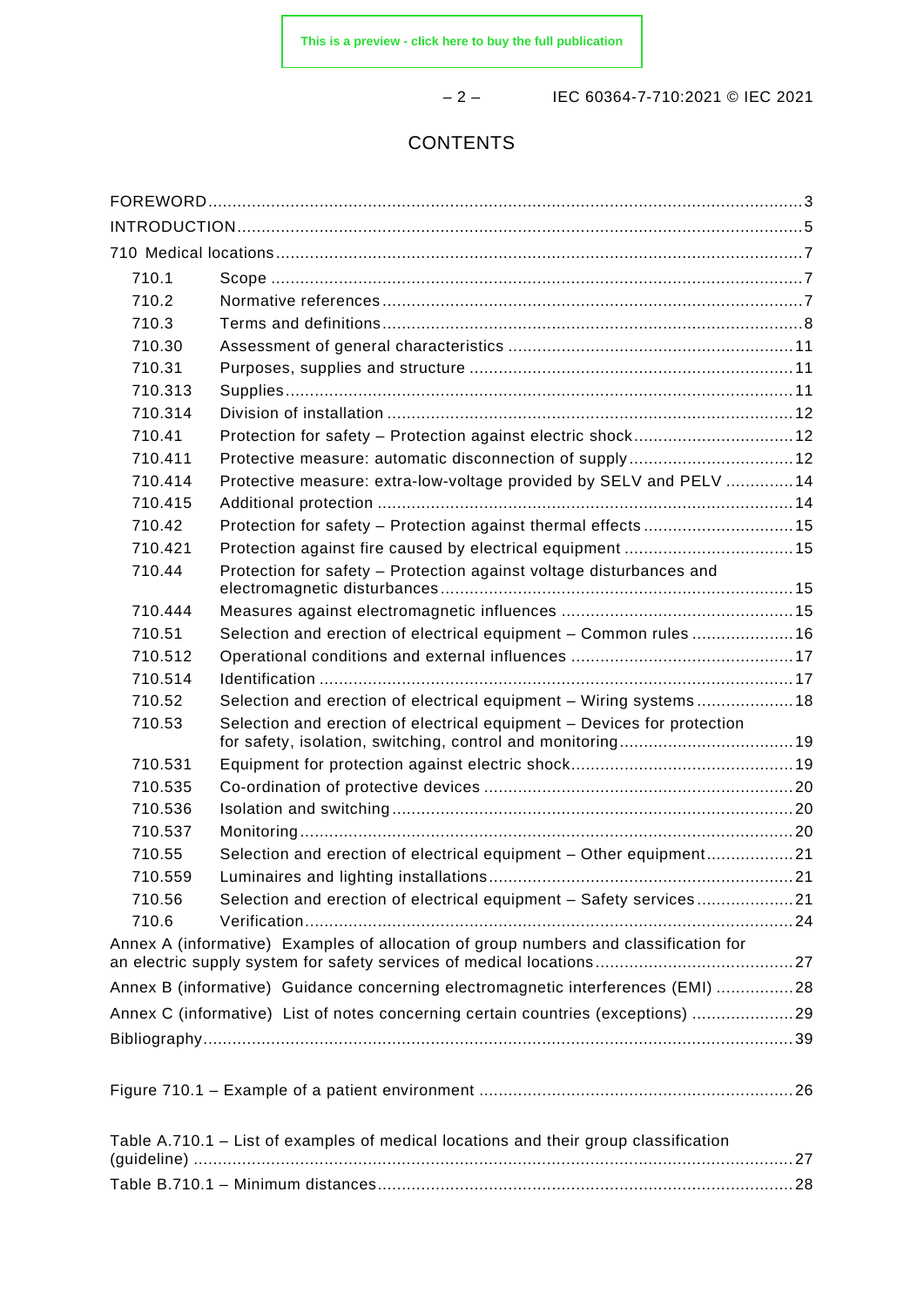# CONTENTS

FOREWORD ... 3
INTRODUCTION ... 5
710 Medical locations ... 7

| | | |
|---|---|---|
| 710.1 | Scope | 7 |
| 710.2 | Normative references | 7 |
| 710.3 | Terms and definitions | 8 |
| 710.30 | Assessment of general characteristics | 11 |
| 710.31 | Purposes, supplies and structure | 11 |
| 710.313 | Supplies | 11 |
| 710.314 | Division of installation | 12 |
| 710.41 | Protection for safety – Protection against electric shock | 12 |
| 710.411 | Protective measure: automatic disconnection of supply | 12 |
| 710.414 | Protective measure: extra-low-voltage provided by SELV and PELV | 14 |
| 710.415 | Additional protection | 14 |
| 710.42 | Protection for safety – Protection against thermal effects | 15 |
| 710.421 | Protection against fire caused by electrical equipment | 15 |
| 710.44 | Protection for safety – Protection against voltage disturbances and electromagnetic disturbances | 15 |
| 710.444 | Measures against electromagnetic influences | 15 |
| 710.51 | Selection and erection of electrical equipment – Common rules | 16 |
| 710.512 | Operational conditions and external influences | 17 |
| 710.514 | Identification | 17 |
| 710.52 | Selection and erection of electrical equipment – Wiring systems | 18 |
| 710.53 | Selection and erection of electrical equipment – Devices for protection for safety, isolation, switching, control and monitoring | 19 |
| 710.531 | Equipment for protection against electric shock | 19 |
| 710.535 | Co-ordination of protective devices | 20 |
| 710.536 | Isolation and switching | 20 |
| 710.537 | Monitoring | 20 |
| 710.55 | Selection and erection of electrical equipment – Other equipment | 21 |
| 710.559 | Luminaires and lighting installations | 21 |
| 710.56 | Selection and erection of electrical equipment – Safety services | 21 |
| 710.6 | Verification | 24 |

Annex A (informative) Examples of allocation of group numbers and classification for an electric supply system for safety services of medical locations ... 27
Annex B (informative) Guidance concerning electromagnetic interferences (EMI) ... 28
Annex C (informative) List of notes concerning certain countries (exceptions) ... 29
Bibliography ... 39

Figure 710.1 – Example of a patient environment ... 26

Table A.710.1 – List of examples of medical locations and their group classification (guideline) ... 27
Table B.710.1 – Minimum distances ... 28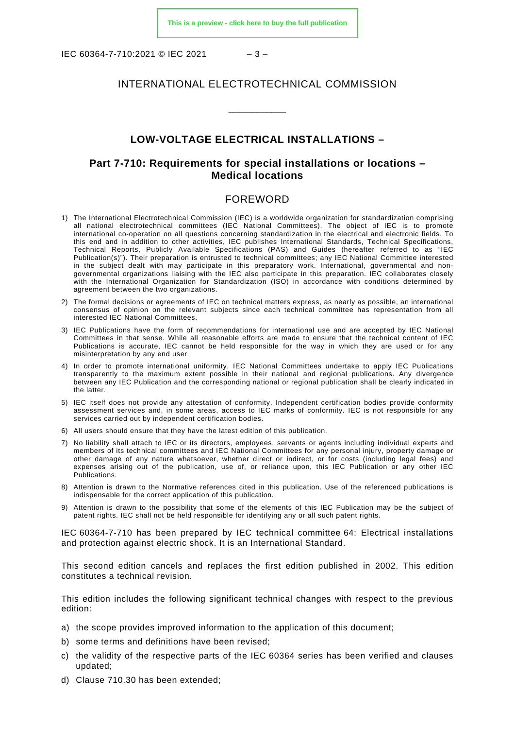# INTERNATIONAL ELECTROTECHNICAL COMMISSION

\_\_\_\_\_\_\_\_\_\_\_\_

## LOW-VOLTAGE ELECTRICAL INSTALLATIONS –

## Part 7-710: Requirements for special installations or locations – Medical locations

## FOREWORD

1) The International Electrotechnical Commission (IEC) is a worldwide organization for standardization comprising all national electrotechnical committees (IEC National Committees). The object of IEC is to promote international co-operation on all questions concerning standardization in the electrical and electronic fields. To this end and in addition to other activities, IEC publishes International Standards, Technical Specifications, Technical Reports, Publicly Available Specifications (PAS) and Guides (hereafter referred to as "IEC Publication(s)"). Their preparation is entrusted to technical committees; any IEC National Committee interested in the subject dealt with may participate in this preparatory work. International, governmental and non-governmental organizations liaising with the IEC also participate in this preparation. IEC collaborates closely with the International Organization for Standardization (ISO) in accordance with conditions determined by agreement between the two organizations.
2) The formal decisions or agreements of IEC on technical matters express, as nearly as possible, an international consensus of opinion on the relevant subjects since each technical committee has representation from all interested IEC National Committees.
3) IEC Publications have the form of recommendations for international use and are accepted by IEC National Committees in that sense. While all reasonable efforts are made to ensure that the technical content of IEC Publications is accurate, IEC cannot be held responsible for the way in which they are used or for any misinterpretation by any end user.
4) In order to promote international uniformity, IEC National Committees undertake to apply IEC Publications transparently to the maximum extent possible in their national and regional publications. Any divergence between any IEC Publication and the corresponding national or regional publication shall be clearly indicated in the latter.
5) IEC itself does not provide any attestation of conformity. Independent certification bodies provide conformity assessment services and, in some areas, access to IEC marks of conformity. IEC is not responsible for any services carried out by independent certification bodies.
6) All users should ensure that they have the latest edition of this publication.
7) No liability shall attach to IEC or its directors, employees, servants or agents including individual experts and members of its technical committees and IEC National Committees for any personal injury, property damage or other damage of any nature whatsoever, whether direct or indirect, or for costs (including legal fees) and expenses arising out of the publication, use of, or reliance upon, this IEC Publication or any other IEC Publications.
8) Attention is drawn to the Normative references cited in this publication. Use of the referenced publications is indispensable for the correct application of this publication.
9) Attention is drawn to the possibility that some of the elements of this IEC Publication may be the subject of patent rights. IEC shall not be held responsible for identifying any or all such patent rights.

IEC 60364-7-710 has been prepared by IEC technical committee 64: Electrical installations and protection against electric shock. It is an International Standard.

This second edition cancels and replaces the first edition published in 2002. This edition constitutes a technical revision.

This edition includes the following significant technical changes with respect to the previous edition:

a) the scope provides improved information to the application of this document;
b) some terms and definitions have been revised;
c) the validity of the respective parts of the IEC 60364 series has been verified and clauses updated;
d) Clause 710.30 has been extended;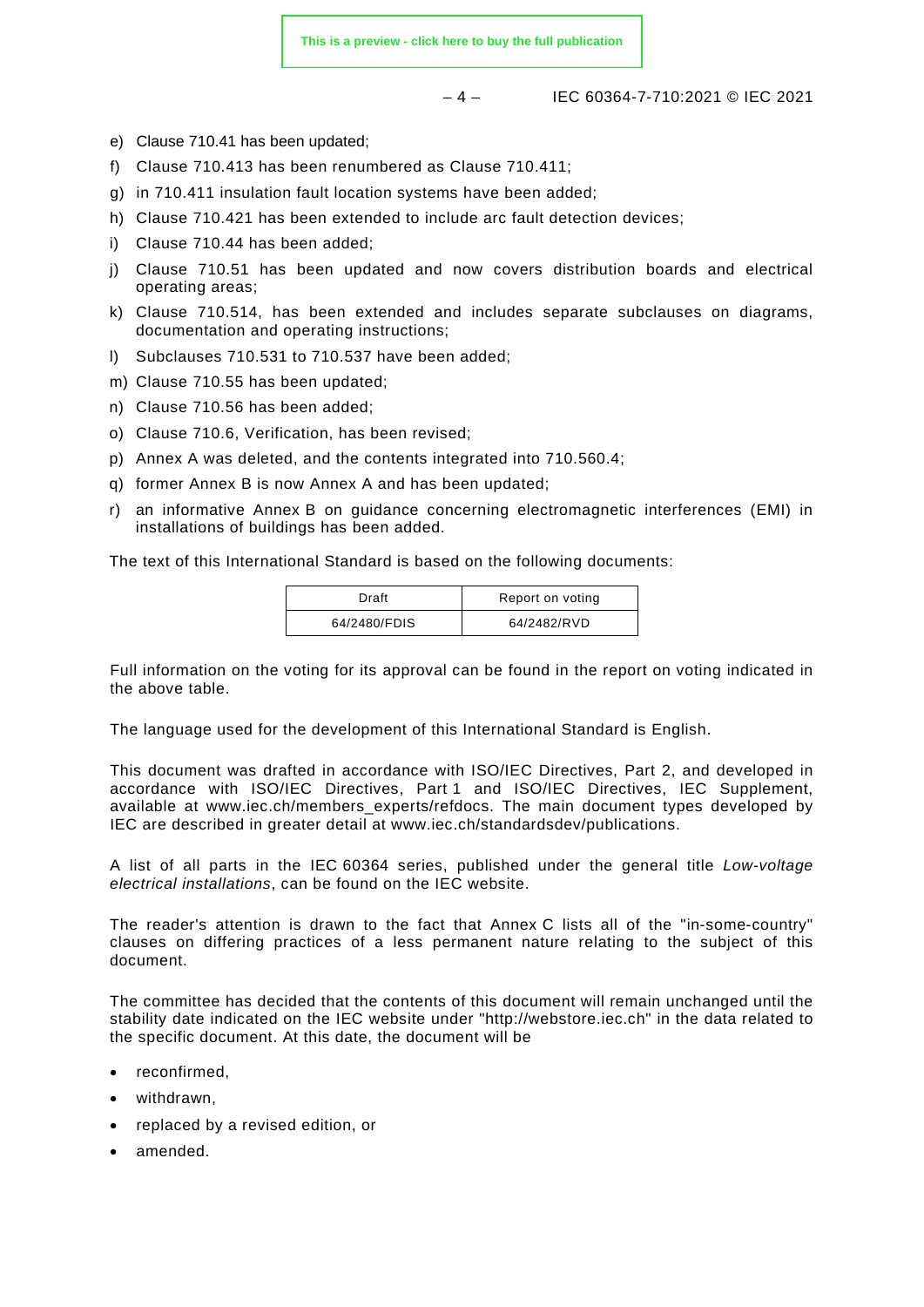e) Clause 710.41 has been updated;
f) Clause 710.413 has been renumbered as Clause 710.411;
g) in 710.411 insulation fault location systems have been added;
h) Clause 710.421 has been extended to include arc fault detection devices;
i) Clause 710.44 has been added;
j) Clause 710.51 has been updated and now covers distribution boards and electrical operating areas;
k) Clause 710.514, has been extended and includes separate subclauses on diagrams, documentation and operating instructions;
l) Subclauses 710.531 to 710.537 have been added;
m) Clause 710.55 has been updated;
n) Clause 710.56 has been added;
o) Clause 710.6, Verification, has been revised;
p) Annex A was deleted, and the contents integrated into 710.560.4;
q) former Annex B is now Annex A and has been updated;
r) an informative Annex B on guidance concerning electromagnetic interferences (EMI) in installations of buildings has been added.

The text of this International Standard is based on the following documents:

| Draft | Report on voting |
|---|---|
| 64/2480/FDIS | 64/2482/RVD |

Full information on the voting for its approval can be found in the report on voting indicated in the above table.

The language used for the development of this International Standard is English.

This document was drafted in accordance with ISO/IEC Directives, Part 2, and developed in accordance with ISO/IEC Directives, Part 1 and ISO/IEC Directives, IEC Supplement, available at www.iec.ch/members_experts/refdocs. The main document types developed by IEC are described in greater detail at www.iec.ch/standardsdev/publications.

A list of all parts in the IEC 60364 series, published under the general title *Low-voltage electrical installations*, can be found on the IEC website.

The reader's attention is drawn to the fact that Annex C lists all of the "in-some-country" clauses on differing practices of a less permanent nature relating to the subject of this document.

The committee has decided that the contents of this document will remain unchanged until the stability date indicated on the IEC website under "http://webstore.iec.ch" in the data related to the specific document. At this date, the document will be

- reconfirmed,
- withdrawn,
- replaced by a revised edition, or
- amended.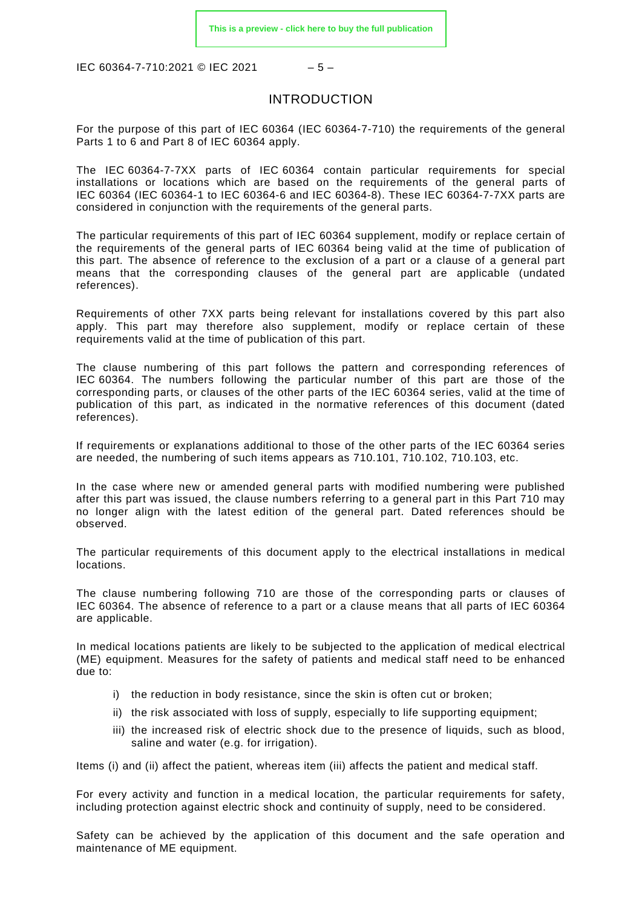# INTRODUCTION

For the purpose of this part of IEC 60364 (IEC 60364-7-710) the requirements of the general Parts 1 to 6 and Part 8 of IEC 60364 apply.

The IEC 60364-7-7XX parts of IEC 60364 contain particular requirements for special installations or locations which are based on the requirements of the general parts of IEC 60364 (IEC 60364-1 to IEC 60364-6 and IEC 60364-8). These IEC 60364-7-7XX parts are considered in conjunction with the requirements of the general parts.

The particular requirements of this part of IEC 60364 supplement, modify or replace certain of the requirements of the general parts of IEC 60364 being valid at the time of publication of this part. The absence of reference to the exclusion of a part or a clause of a general part means that the corresponding clauses of the general part are applicable (undated references).

Requirements of other 7XX parts being relevant for installations covered by this part also apply. This part may therefore also supplement, modify or replace certain of these requirements valid at the time of publication of this part.

The clause numbering of this part follows the pattern and corresponding references of IEC 60364. The numbers following the particular number of this part are those of the corresponding parts, or clauses of the other parts of the IEC 60364 series, valid at the time of publication of this part, as indicated in the normative references of this document (dated references).

If requirements or explanations additional to those of the other parts of the IEC 60364 series are needed, the numbering of such items appears as 710.101, 710.102, 710.103, etc.

In the case where new or amended general parts with modified numbering were published after this part was issued, the clause numbers referring to a general part in this Part 710 may no longer align with the latest edition of the general part. Dated references should be observed.

The particular requirements of this document apply to the electrical installations in medical locations.

The clause numbering following 710 are those of the corresponding parts or clauses of IEC 60364. The absence of reference to a part or a clause means that all parts of IEC 60364 are applicable.

In medical locations patients are likely to be subjected to the application of medical electrical (ME) equipment. Measures for the safety of patients and medical staff need to be enhanced due to:

i) the reduction in body resistance, since the skin is often cut or broken;
ii) the risk associated with loss of supply, especially to life supporting equipment;
iii) the increased risk of electric shock due to the presence of liquids, such as blood, saline and water (e.g. for irrigation).

Items (i) and (ii) affect the patient, whereas item (iii) affects the patient and medical staff.

For every activity and function in a medical location, the particular requirements for safety, including protection against electric shock and continuity of supply, need to be considered.

Safety can be achieved by the application of this document and the safe operation and maintenance of ME equipment.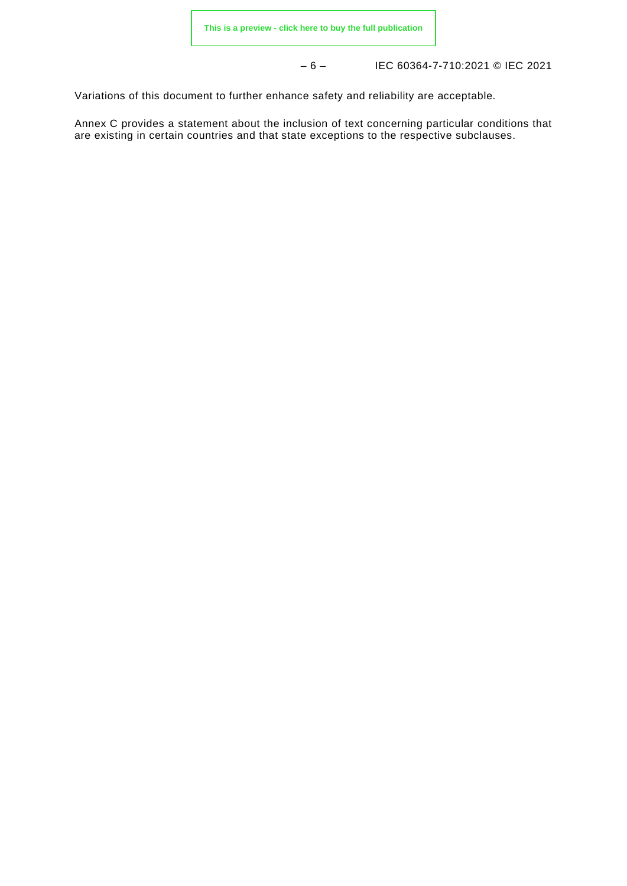Variations of this document to further enhance safety and reliability are acceptable.

Annex C provides a statement about the inclusion of text concerning particular conditions that are existing in certain countries and that state exceptions to the respective subclauses.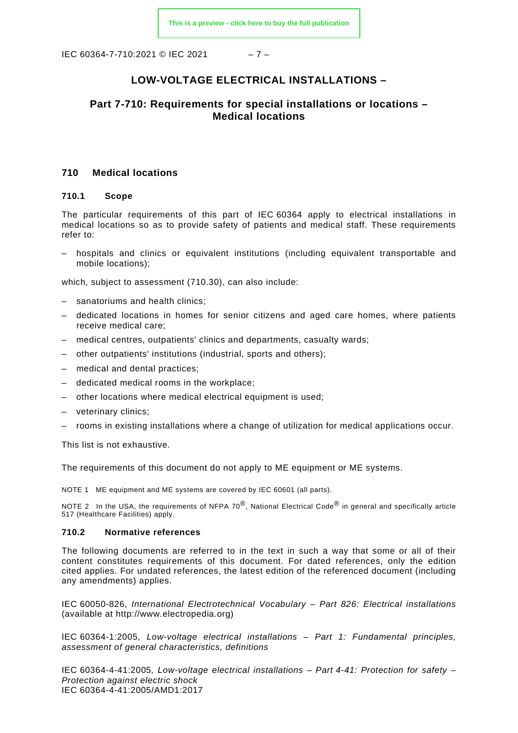# LOW-VOLTAGE ELECTRICAL INSTALLATIONS –

## Part 7-710: Requirements for special installations or locations – Medical locations

### 710 Medical locations

#### 710.1 Scope

The particular requirements of this part of IEC 60364 apply to electrical installations in medical locations so as to provide safety of patients and medical staff. These requirements refer to:

– hospitals and clinics or equivalent institutions (including equivalent transportable and mobile locations);

which, subject to assessment (710.30), can also include:

– sanatoriums and health clinics;
– dedicated locations in homes for senior citizens and aged care homes, where patients receive medical care;
– medical centres, outpatients' clinics and departments, casualty wards;
– other outpatients' institutions (industrial, sports and others);
– medical and dental practices;
– dedicated medical rooms in the workplace;
– other locations where medical electrical equipment is used;
– veterinary clinics;
– rooms in existing installations where a change of utilization for medical applications occur.

This list is not exhaustive.

The requirements of this document do not apply to ME equipment or ME systems.

NOTE 1 ME equipment and ME systems are covered by IEC 60601 (all parts).

NOTE 2 In the USA, the requirements of NFPA 70®, National Electrical Code® in general and specifically article 517 (Healthcare Facilities) apply.

#### 710.2 Normative references

The following documents are referred to in the text in such a way that some or all of their content constitutes requirements of this document. For dated references, only the edition cited applies. For undated references, the latest edition of the referenced document (including any amendments) applies.

IEC 60050-826, *International Electrotechnical Vocabulary – Part 826: Electrical installations* (available at http://www.electropedia.org)

IEC 60364-1:2005, *Low-voltage electrical installations – Part 1: Fundamental principles, assessment of general characteristics, definitions*

IEC 60364-4-41:2005*, Low-voltage electrical installations – Part 4-41: Protection for safety – Protection against electric shock*
IEC 60364-4-41:2005/AMD1:2017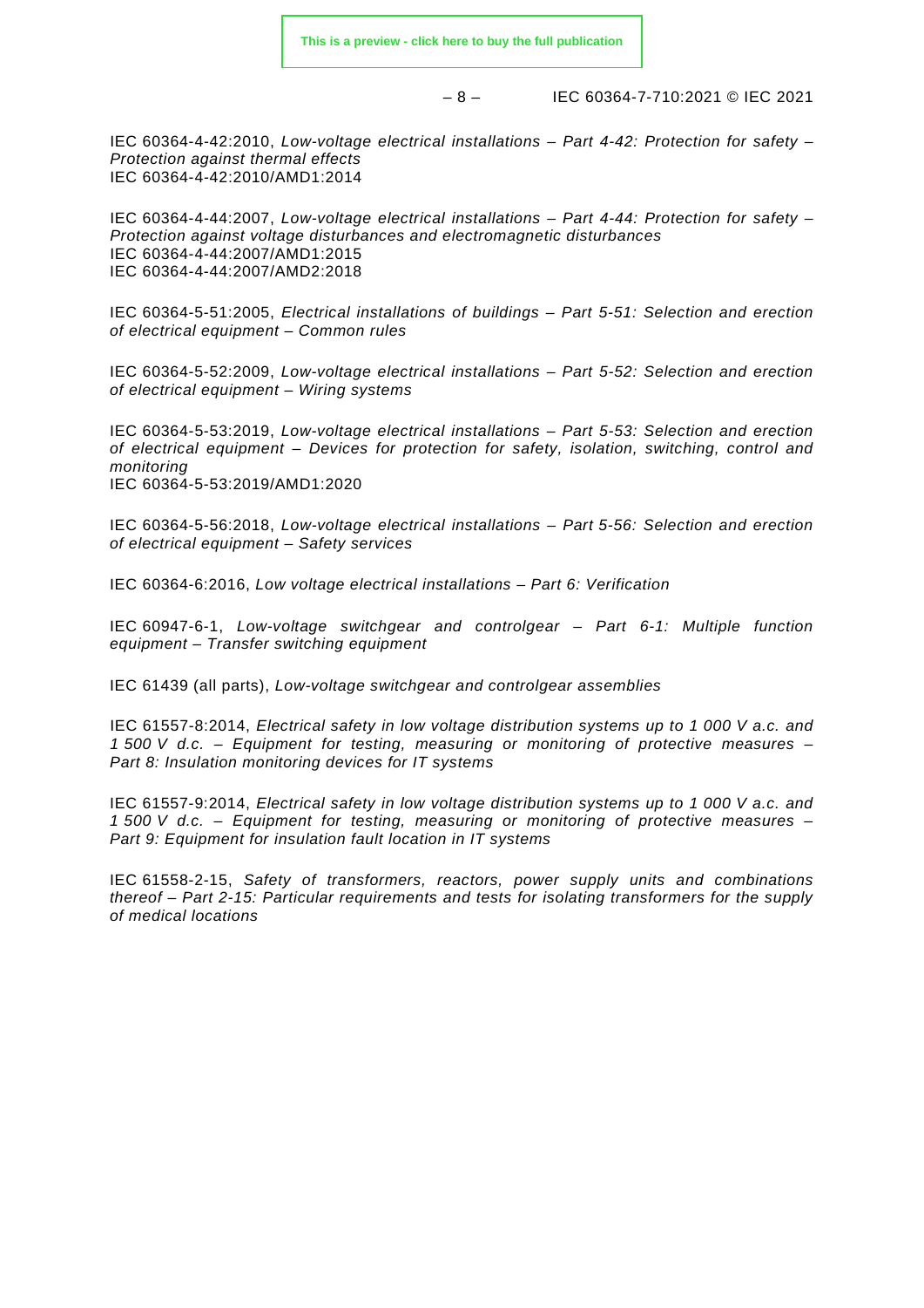IEC 60364-4-42:2010, *Low-voltage electrical installations – Part 4-42: Protection for safety – Protection against thermal effects*
IEC 60364-4-42:2010/AMD1:2014

IEC 60364-4-44:2007, *Low-voltage electrical installations – Part 4-44: Protection for safety – Protection against voltage disturbances and electromagnetic disturbances*
IEC 60364-4-44:2007/AMD1:2015
IEC 60364-4-44:2007/AMD2:2018

IEC 60364-5-51:2005, *Electrical installations of buildings – Part 5-51: Selection and erection of electrical equipment – Common rules*

IEC 60364-5-52:2009, *Low-voltage electrical installations – Part 5-52: Selection and erection of electrical equipment – Wiring systems*

IEC 60364-5-53:2019, *Low-voltage electrical installations – Part 5-53: Selection and erection of electrical equipment – Devices for protection for safety, isolation, switching, control and monitoring*
IEC 60364-5-53:2019/AMD1:2020

IEC 60364-5-56:2018, *Low-voltage electrical installations – Part 5-56: Selection and erection of electrical equipment – Safety services*

IEC 60364-6:2016, *Low voltage electrical installations – Part 6: Verification*

IEC 60947-6-1, *Low-voltage switchgear and controlgear – Part 6-1: Multiple function equipment – Transfer switching equipment*

IEC 61439 (all parts), *Low-voltage switchgear and controlgear assemblies*

IEC 61557-8:2014, *Electrical safety in low voltage distribution systems up to 1 000 V a.c. and 1 500 V d.c. – Equipment for testing, measuring or monitoring of protective measures – Part 8: Insulation monitoring devices for IT systems*

IEC 61557-9:2014, *Electrical safety in low voltage distribution systems up to 1 000 V a.c. and 1 500 V d.c. – Equipment for testing, measuring or monitoring of protective measures – Part 9: Equipment for insulation fault location in IT systems*

IEC 61558-2-15, *Safety of transformers, reactors, power supply units and combinations thereof – Part 2-15: Particular requirements and tests for isolating transformers for the supply of medical locations*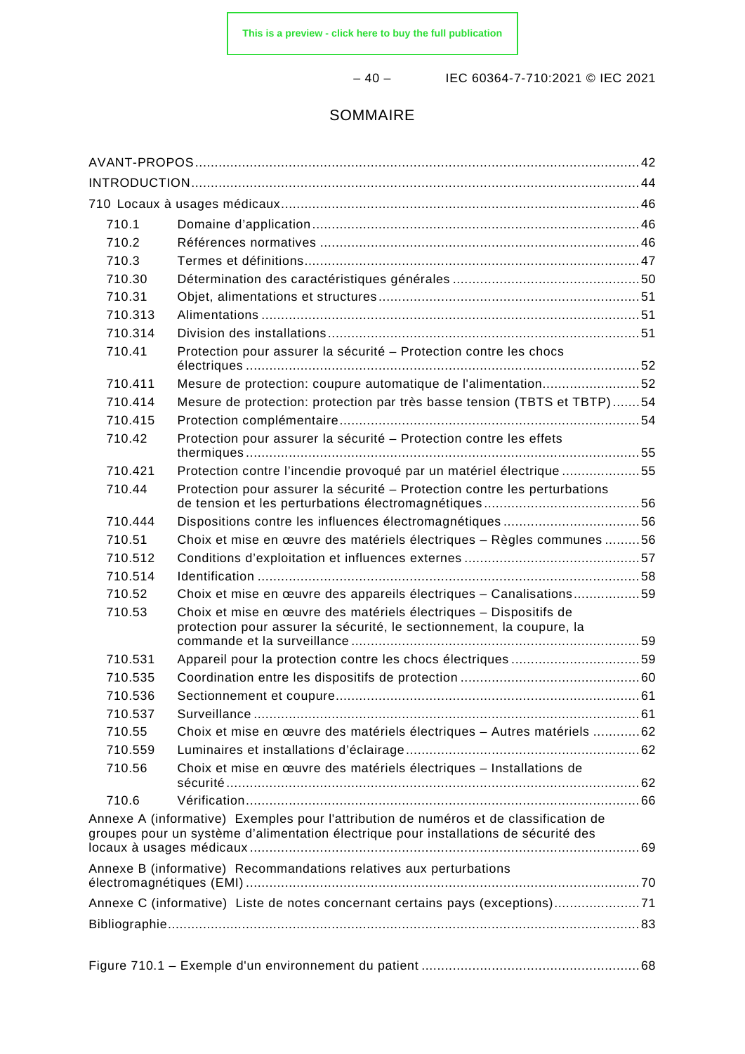# SOMMAIRE

AVANT-PROPOS ........................................................................................................ 42
INTRODUCTION ........................................................................................................ 44
710 Locaux à usages médicaux ........................................................................................ 46

| | | |
|---|---|---|
| 710.1 | Domaine d'application | 46 |
| 710.2 | Références normatives | 46 |
| 710.3 | Termes et définitions | 47 |
| 710.30 | Détermination des caractéristiques générales | 50 |
| 710.31 | Objet, alimentations et structures | 51 |
| 710.313 | Alimentations | 51 |
| 710.314 | Division des installations | 51 |
| 710.41 | Protection pour assurer la sécurité – Protection contre les chocs électriques | 52 |
| 710.411 | Mesure de protection: coupure automatique de l'alimentation | 52 |
| 710.414 | Mesure de protection: protection par très basse tension (TBTS et TBTP) | 54 |
| 710.415 | Protection complémentaire | 54 |
| 710.42 | Protection pour assurer la sécurité – Protection contre les effets thermiques | 55 |
| 710.421 | Protection contre l'incendie provoqué par un matériel électrique | 55 |
| 710.44 | Protection pour assurer la sécurité – Protection contre les perturbations de tension et les perturbations électromagnétiques | 56 |
| 710.444 | Dispositions contre les influences électromagnétiques | 56 |
| 710.51 | Choix et mise en œuvre des matériels électriques – Règles communes | 56 |
| 710.512 | Conditions d'exploitation et influences externes | 57 |
| 710.514 | Identification | 58 |
| 710.52 | Choix et mise en œuvre des appareils électriques – Canalisations | 59 |
| 710.53 | Choix et mise en œuvre des matériels électriques – Dispositifs de protection pour assurer la sécurité, le sectionnement, la coupure, la commande et la surveillance | 59 |
| 710.531 | Appareil pour la protection contre les chocs électriques | 59 |
| 710.535 | Coordination entre les dispositifs de protection | 60 |
| 710.536 | Sectionnement et coupure | 61 |
| 710.537 | Surveillance | 61 |
| 710.55 | Choix et mise en œuvre des matériels électriques – Autres matériels | 62 |
| 710.559 | Luminaires et installations d'éclairage | 62 |
| 710.56 | Choix et mise en œuvre des matériels électriques – Installations de sécurité | 62 |
| 710.6 | Vérification | 66 |

Annexe A (informative) Exemples pour l'attribution de numéros et de classification de groupes pour un système d'alimentation électrique pour installations de sécurité des locaux à usages médicaux ........................................................................................................ 69
Annexe B (informative) Recommandations relatives aux perturbations électromagnétiques (EMI) ........................................................................................................ 70
Annexe C (informative) Liste de notes concernant certains pays (exceptions) ........................ 71
Bibliographie ........................................................................................................ 83

Figure 710.1 – Exemple d'un environnement du patient ........................................................ 68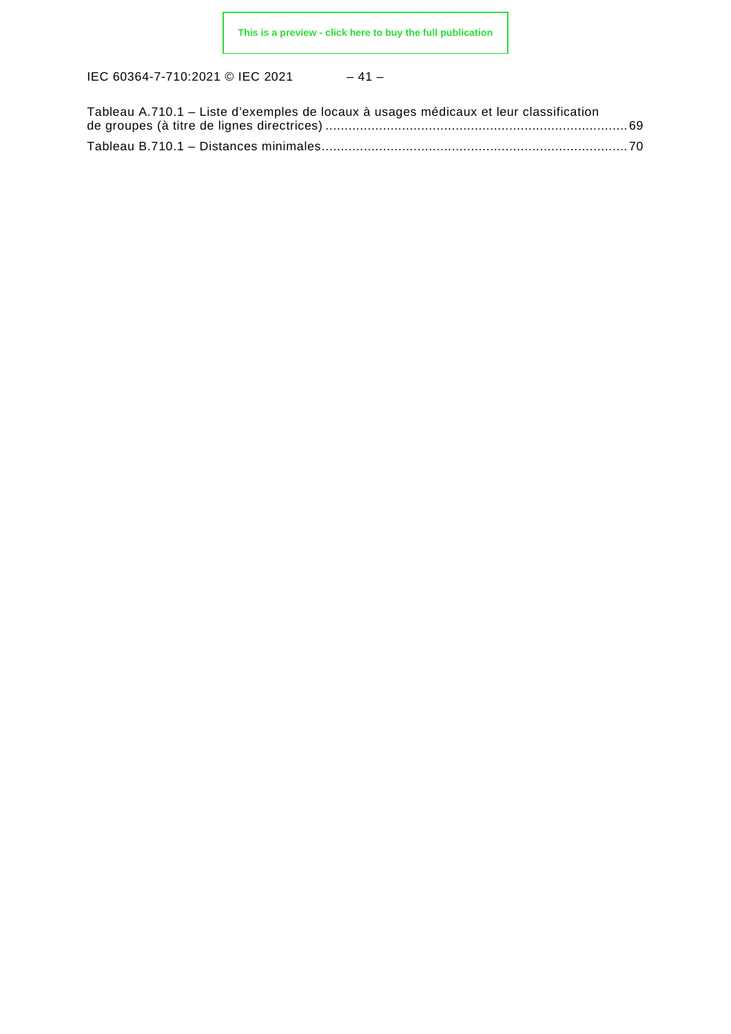Tableau A.710.1 – Liste d'exemples de locaux à usages médicaux et leur classification de groupes (à titre de lignes directrices) ............................................................................ 69

Tableau B.710.1 – Distances minimales............................................................................ 70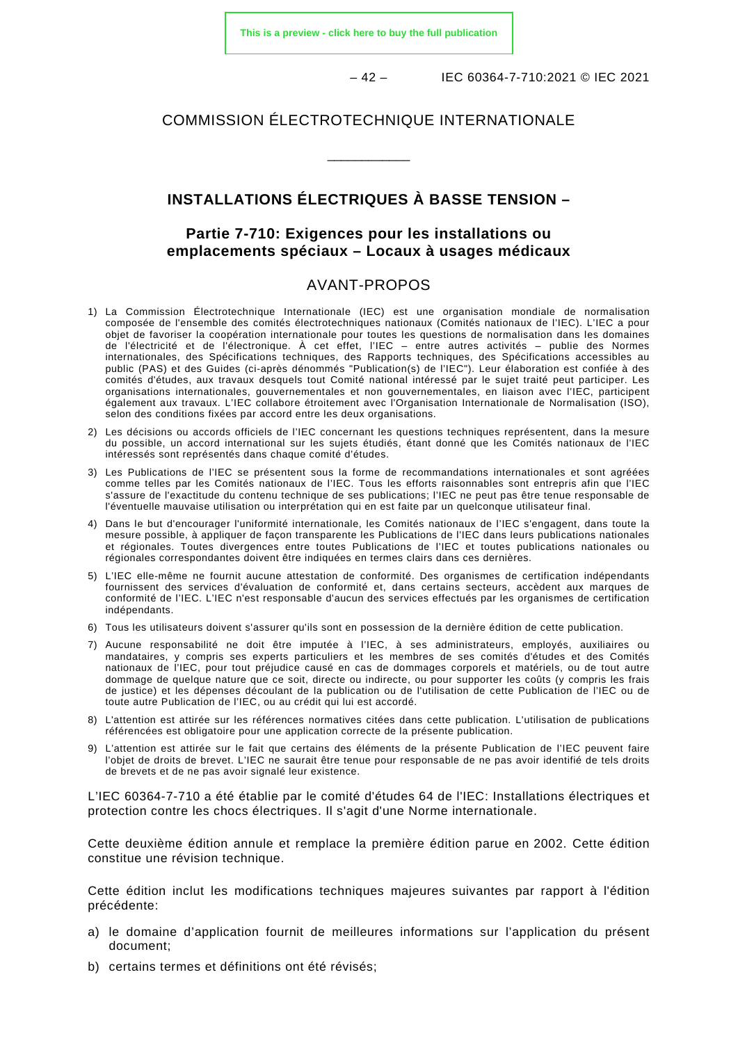# COMMISSION ÉLECTROTECHNIQUE INTERNATIONALE

\_\_\_\_\_\_\_\_\_\_\_\_

## INSTALLATIONS ÉLECTRIQUES À BASSE TENSION –

### Partie 7-710: Exigences pour les installations ou emplacements spéciaux – Locaux à usages médicaux

## AVANT-PROPOS

1) La Commission Électrotechnique Internationale (IEC) est une organisation mondiale de normalisation composée de l'ensemble des comités électrotechniques nationaux (Comités nationaux de l'IEC). L'IEC a pour objet de favoriser la coopération internationale pour toutes les questions de normalisation dans les domaines de l'électricité et de l'électronique. À cet effet, l'IEC – entre autres activités – publie des Normes internationales, des Spécifications techniques, des Rapports techniques, des Spécifications accessibles au public (PAS) et des Guides (ci-après dénommés "Publication(s) de l'IEC"). Leur élaboration est confiée à des comités d'études, aux travaux desquels tout Comité national intéressé par le sujet traité peut participer. Les organisations internationales, gouvernementales et non gouvernementales, en liaison avec l'IEC, participent également aux travaux. L'IEC collabore étroitement avec l'Organisation Internationale de Normalisation (ISO), selon des conditions fixées par accord entre les deux organisations.
2) Les décisions ou accords officiels de l'IEC concernant les questions techniques représentent, dans la mesure du possible, un accord international sur les sujets étudiés, étant donné que les Comités nationaux de l'IEC intéressés sont représentés dans chaque comité d'études.
3) Les Publications de l'IEC se présentent sous la forme de recommandations internationales et sont agréées comme telles par les Comités nationaux de l'IEC. Tous les efforts raisonnables sont entrepris afin que l'IEC s'assure de l'exactitude du contenu technique de ses publications; l'IEC ne peut pas être tenue responsable de l'éventuelle mauvaise utilisation ou interprétation qui en est faite par un quelconque utilisateur final.
4) Dans le but d'encourager l'uniformité internationale, les Comités nationaux de l'IEC s'engagent, dans toute la mesure possible, à appliquer de façon transparente les Publications de l'IEC dans leurs publications nationales et régionales. Toutes divergences entre toutes Publications de l'IEC et toutes publications nationales ou régionales correspondantes doivent être indiquées en termes clairs dans ces dernières.
5) L'IEC elle-même ne fournit aucune attestation de conformité. Des organismes de certification indépendants fournissent des services d'évaluation de conformité et, dans certains secteurs, accèdent aux marques de conformité de l'IEC. L'IEC n'est responsable d'aucun des services effectués par les organismes de certification indépendants.
6) Tous les utilisateurs doivent s'assurer qu'ils sont en possession de la dernière édition de cette publication.
7) Aucune responsabilité ne doit être imputée à l'IEC, à ses administrateurs, employés, auxiliaires ou mandataires, y compris ses experts particuliers et les membres de ses comités d'études et des Comités nationaux de l'IEC, pour tout préjudice causé en cas de dommages corporels et matériels, ou de tout autre dommage de quelque nature que ce soit, directe ou indirecte, ou pour supporter les coûts (y compris les frais de justice) et les dépenses découlant de la publication ou de l'utilisation de cette Publication de l'IEC ou de toute autre Publication de l'IEC, ou au crédit qui lui est accordé.
8) L'attention est attirée sur les références normatives citées dans cette publication. L'utilisation de publications référencées est obligatoire pour une application correcte de la présente publication.
9) L'attention est attirée sur le fait que certains des éléments de la présente Publication de l'IEC peuvent faire l'objet de droits de brevet. L'IEC ne saurait être tenue pour responsable de ne pas avoir identifié de tels droits de brevets et de ne pas avoir signalé leur existence.

L'IEC 60364-7-710 a été établie par le comité d'études 64 de l'IEC: Installations électriques et protection contre les chocs électriques. Il s'agit d'une Norme internationale.

Cette deuxième édition annule et remplace la première édition parue en 2002. Cette édition constitue une révision technique.

Cette édition inclut les modifications techniques majeures suivantes par rapport à l'édition précédente:

a) le domaine d'application fournit de meilleures informations sur l'application du présent document;
b) certains termes et définitions ont été révisés;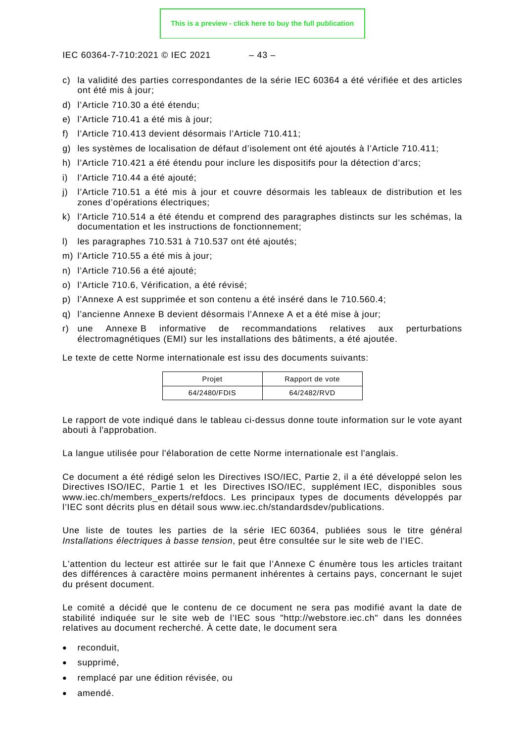c) la validité des parties correspondantes de la série IEC 60364 a été vérifiée et des articles ont été mis à jour;
d) l'Article 710.30 a été étendu;
e) l'Article 710.41 a été mis à jour;
f) l'Article 710.413 devient désormais l'Article 710.411;
g) les systèmes de localisation de défaut d'isolement ont été ajoutés à l'Article 710.411;
h) l'Article 710.421 a été étendu pour inclure les dispositifs pour la détection d'arcs;
i) l'Article 710.44 a été ajouté;
j) l'Article 710.51 a été mis à jour et couvre désormais les tableaux de distribution et les zones d'opérations électriques;
k) l'Article 710.514 a été étendu et comprend des paragraphes distincts sur les schémas, la documentation et les instructions de fonctionnement;
l) les paragraphes 710.531 à 710.537 ont été ajoutés;
m) l'Article 710.55 a été mis à jour;
n) l'Article 710.56 a été ajouté;
o) l'Article 710.6, Vérification, a été révisé;
p) l'Annexe A est supprimée et son contenu a été inséré dans le 710.560.4;
q) l'ancienne Annexe B devient désormais l'Annexe A et a été mise à jour;
r) une Annexe B informative de recommandations relatives aux perturbations électromagnétiques (EMI) sur les installations des bâtiments, a été ajoutée.

Le texte de cette Norme internationale est issu des documents suivants:

| Projet | Rapport de vote |
|---|---|
| 64/2480/FDIS | 64/2482/RVD |

Le rapport de vote indiqué dans le tableau ci-dessus donne toute information sur le vote ayant abouti à l'approbation.

La langue utilisée pour l'élaboration de cette Norme internationale est l'anglais.

Ce document a été rédigé selon les Directives ISO/IEC, Partie 2, il a été développé selon les Directives ISO/IEC, Partie 1 et les Directives ISO/IEC, supplément IEC, disponibles sous www.iec.ch/members_experts/refdocs. Les principaux types de documents développés par l'IEC sont décrits plus en détail sous www.iec.ch/standardsdev/publications.

Une liste de toutes les parties de la série IEC 60364, publiées sous le titre général *Installations électriques à basse tension*, peut être consultée sur le site web de l'IEC.

L'attention du lecteur est attirée sur le fait que l'Annexe C énumère tous les articles traitant des différences à caractère moins permanent inhérentes à certains pays, concernant le sujet du présent document.

Le comité a décidé que le contenu de ce document ne sera pas modifié avant la date de stabilité indiquée sur le site web de l'IEC sous "http://webstore.iec.ch" dans les données relatives au document recherché. À cette date, le document sera

- reconduit,
- supprimé,
- remplacé par une édition révisée, ou
- amendé.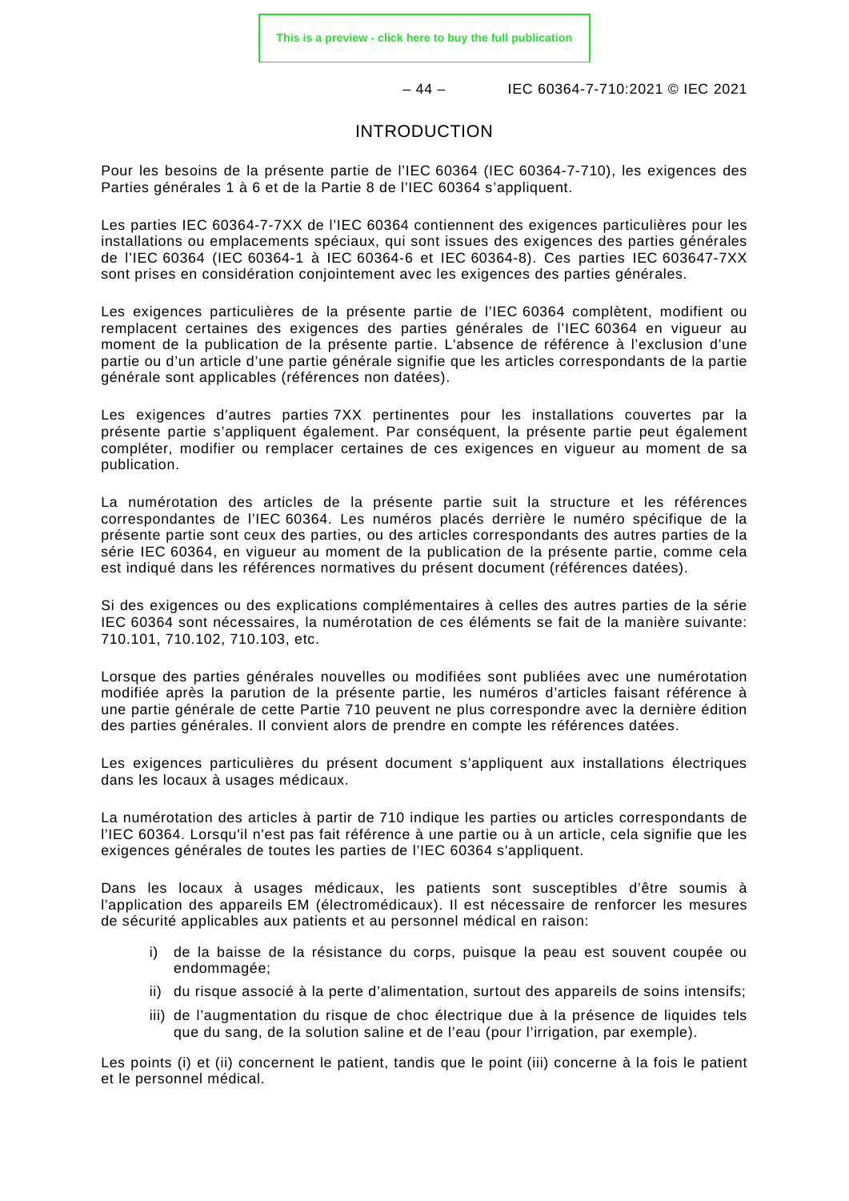# INTRODUCTION

Pour les besoins de la présente partie de l'IEC 60364 (IEC 60364-7-710), les exigences des Parties générales 1 à 6 et de la Partie 8 de l'IEC 60364 s'appliquent.

Les parties IEC 60364-7-7XX de l'IEC 60364 contiennent des exigences particulières pour les installations ou emplacements spéciaux, qui sont issues des exigences des parties générales de l'IEC 60364 (IEC 60364-1 à IEC 60364-6 et IEC 60364-8). Ces parties IEC 603647-7XX sont prises en considération conjointement avec les exigences des parties générales.

Les exigences particulières de la présente partie de l'IEC 60364 complètent, modifient ou remplacent certaines des exigences des parties générales de l'IEC 60364 en vigueur au moment de la publication de la présente partie. L'absence de référence à l'exclusion d'une partie ou d'un article d'une partie générale signifie que les articles correspondants de la partie générale sont applicables (références non datées).

Les exigences d'autres parties 7XX pertinentes pour les installations couvertes par la présente partie s'appliquent également. Par conséquent, la présente partie peut également compléter, modifier ou remplacer certaines de ces exigences en vigueur au moment de sa publication.

La numérotation des articles de la présente partie suit la structure et les références correspondantes de l'IEC 60364. Les numéros placés derrière le numéro spécifique de la présente partie sont ceux des parties, ou des articles correspondants des autres parties de la série IEC 60364, en vigueur au moment de la publication de la présente partie, comme cela est indiqué dans les références normatives du présent document (références datées).

Si des exigences ou des explications complémentaires à celles des autres parties de la série IEC 60364 sont nécessaires, la numérotation de ces éléments se fait de la manière suivante: 710.101, 710.102, 710.103, etc.

Lorsque des parties générales nouvelles ou modifiées sont publiées avec une numérotation modifiée après la parution de la présente partie, les numéros d'articles faisant référence à une partie générale de cette Partie 710 peuvent ne plus correspondre avec la dernière édition des parties générales. Il convient alors de prendre en compte les références datées.

Les exigences particulières du présent document s'appliquent aux installations électriques dans les locaux à usages médicaux.

La numérotation des articles à partir de 710 indique les parties ou articles correspondants de l'IEC 60364. Lorsqu'il n'est pas fait référence à une partie ou à un article, cela signifie que les exigences générales de toutes les parties de l'IEC 60364 s'appliquent.

Dans les locaux à usages médicaux, les patients sont susceptibles d'être soumis à l'application des appareils EM (électromédicaux). Il est nécessaire de renforcer les mesures de sécurité applicables aux patients et au personnel médical en raison:

i) de la baisse de la résistance du corps, puisque la peau est souvent coupée ou endommagée;
ii) du risque associé à la perte d'alimentation, surtout des appareils de soins intensifs;
iii) de l'augmentation du risque de choc électrique due à la présence de liquides tels que du sang, de la solution saline et de l'eau (pour l'irrigation, par exemple).

Les points (i) et (ii) concernent le patient, tandis que le point (iii) concerne à la fois le patient et le personnel médical.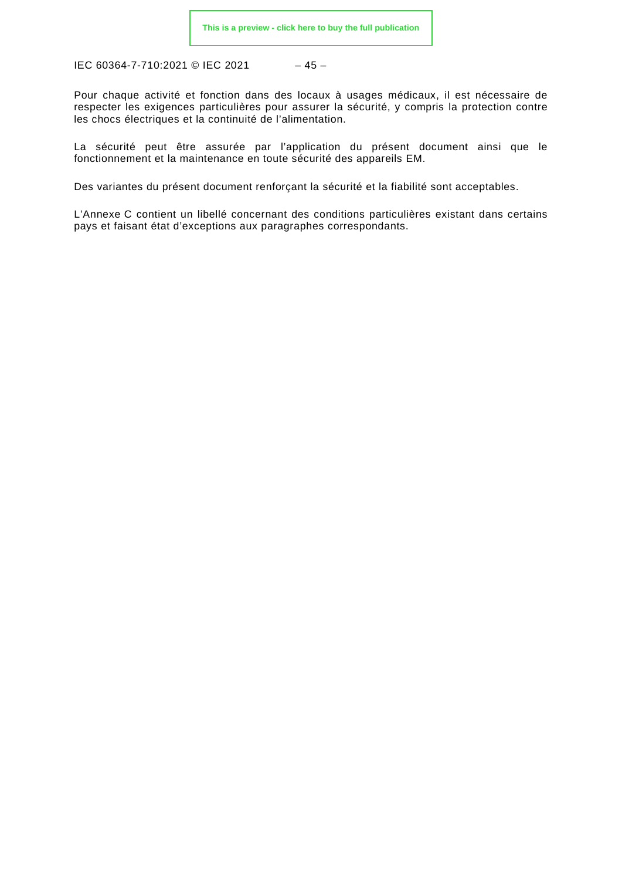Pour chaque activité et fonction dans des locaux à usages médicaux, il est nécessaire de respecter les exigences particulières pour assurer la sécurité, y compris la protection contre les chocs électriques et la continuité de l'alimentation.

La sécurité peut être assurée par l'application du présent document ainsi que le fonctionnement et la maintenance en toute sécurité des appareils EM.

Des variantes du présent document renforçant la sécurité et la fiabilité sont acceptables.

L'Annexe C contient un libellé concernant des conditions particulières existant dans certains pays et faisant état d'exceptions aux paragraphes correspondants.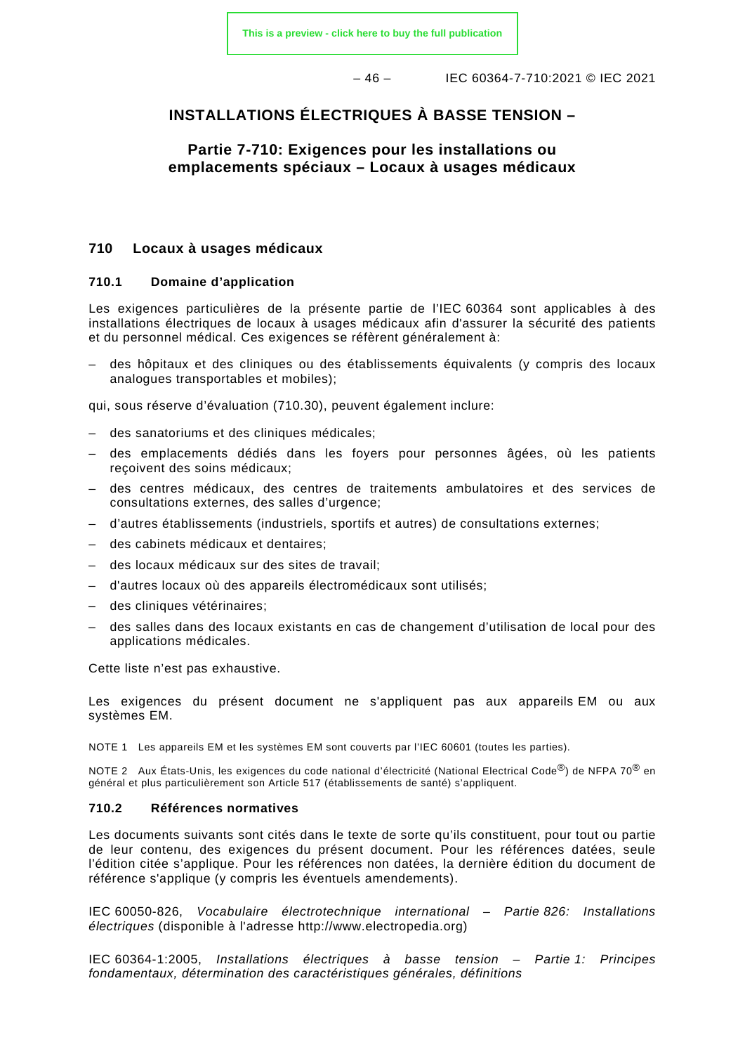# INSTALLATIONS ÉLECTRIQUES À BASSE TENSION –

## Partie 7-710: Exigences pour les installations ou emplacements spéciaux – Locaux à usages médicaux

### 710 Locaux à usages médicaux

#### 710.1 Domaine d'application

Les exigences particulières de la présente partie de l'IEC 60364 sont applicables à des installations électriques de locaux à usages médicaux afin d'assurer la sécurité des patients et du personnel médical. Ces exigences se réfèrent généralement à:

– des hôpitaux et des cliniques ou des établissements équivalents (y compris des locaux analogues transportables et mobiles);

qui, sous réserve d'évaluation (710.30), peuvent également inclure:

– des sanatoriums et des cliniques médicales;
– des emplacements dédiés dans les foyers pour personnes âgées, où les patients reçoivent des soins médicaux;
– des centres médicaux, des centres de traitements ambulatoires et des services de consultations externes, des salles d'urgence;
– d'autres établissements (industriels, sportifs et autres) de consultations externes;
– des cabinets médicaux et dentaires;
– des locaux médicaux sur des sites de travail;
– d'autres locaux où des appareils électromédicaux sont utilisés;
– des cliniques vétérinaires;
– des salles dans des locaux existants en cas de changement d'utilisation de local pour des applications médicales.

Cette liste n'est pas exhaustive.

Les exigences du présent document ne s'appliquent pas aux appareils EM ou aux systèmes EM.

NOTE 1 Les appareils EM et les systèmes EM sont couverts par l'IEC 60601 (toutes les parties).

NOTE 2 Aux États-Unis, les exigences du code national d'électricité (National Electrical Code®) de NFPA 70® en général et plus particulièrement son Article 517 (établissements de santé) s'appliquent.

#### 710.2 Références normatives

Les documents suivants sont cités dans le texte de sorte qu'ils constituent, pour tout ou partie de leur contenu, des exigences du présent document. Pour les références datées, seule l'édition citée s'applique. Pour les références non datées, la dernière édition du document de référence s'applique (y compris les éventuels amendements).

IEC 60050-826, *Vocabulaire électrotechnique international – Partie 826: Installations électriques* (disponible à l'adresse http://www.electropedia.org)

IEC 60364-1:2005, *Installations électriques à basse tension – Partie 1: Principes fondamentaux, détermination des caractéristiques générales, définitions*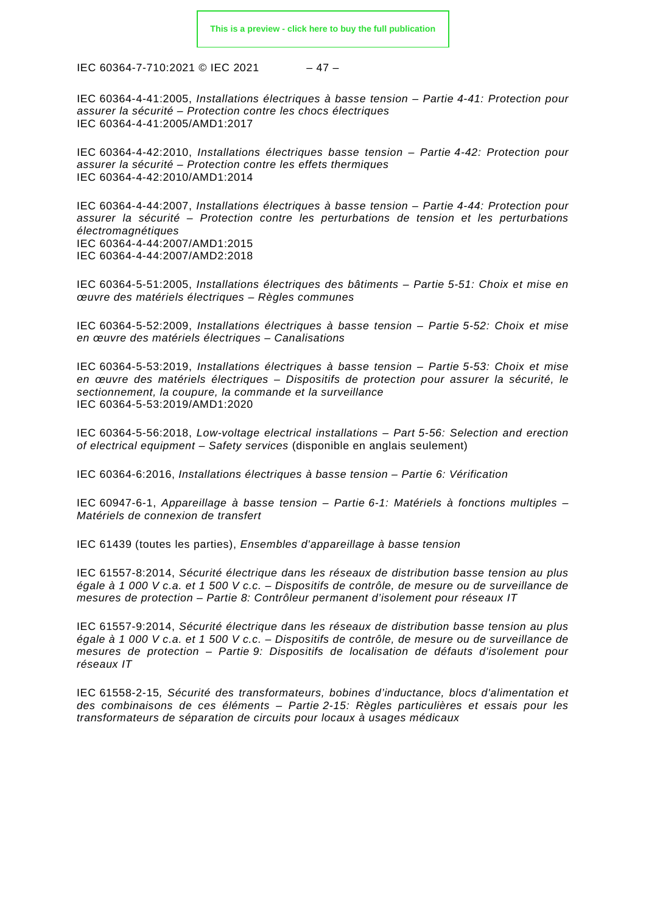IEC 60364-4-41:2005, *Installations électriques à basse tension – Partie 4-41: Protection pour assurer la sécurité – Protection contre les chocs électriques*
IEC 60364-4-41:2005/AMD1:2017

IEC 60364-4-42:2010, *Installations électriques basse tension – Partie 4-42: Protection pour assurer la sécurité – Protection contre les effets thermiques*
IEC 60364-4-42:2010/AMD1:2014

IEC 60364-4-44:2007, *Installations électriques à basse tension – Partie 4-44: Protection pour assurer la sécurité – Protection contre les perturbations de tension et les perturbations électromagnétiques*
IEC 60364-4-44:2007/AMD1:2015
IEC 60364-4-44:2007/AMD2:2018

IEC 60364-5-51:2005, *Installations électriques des bâtiments – Partie 5-51: Choix et mise en œuvre des matériels électriques – Règles communes*

IEC 60364-5-52:2009, *Installations électriques à basse tension – Partie 5-52: Choix et mise en œuvre des matériels électriques – Canalisations*

IEC 60364-5-53:2019, *Installations électriques à basse tension – Partie 5-53: Choix et mise en œuvre des matériels électriques – Dispositifs de protection pour assurer la sécurité, le sectionnement, la coupure, la commande et la surveillance*
IEC 60364-5-53:2019/AMD1:2020

IEC 60364-5-56:2018, *Low-voltage electrical installations – Part 5-56: Selection and erection of electrical equipment – Safety services* (disponible en anglais seulement)

IEC 60364-6:2016, *Installations électriques à basse tension – Partie 6: Vérification*

IEC 60947-6-1, *Appareillage à basse tension – Partie 6-1: Matériels à fonctions multiples – Matériels de connexion de transfert*

IEC 61439 (toutes les parties), *Ensembles d'appareillage à basse tension*

IEC 61557-8:2014, *Sécurité électrique dans les réseaux de distribution basse tension au plus égale à 1 000 V c.a. et 1 500 V c.c. – Dispositifs de contrôle, de mesure ou de surveillance de mesures de protection – Partie 8: Contrôleur permanent d'isolement pour réseaux IT*

IEC 61557-9:2014, *Sécurité électrique dans les réseaux de distribution basse tension au plus égale à 1 000 V c.a. et 1 500 V c.c. – Dispositifs de contrôle, de mesure ou de surveillance de mesures de protection – Partie 9: Dispositifs de localisation de défauts d'isolement pour réseaux IT*

IEC 61558-2-15*, Sécurité des transformateurs, bobines d'inductance, blocs d'alimentation et des combinaisons de ces éléments – Partie 2-15: Règles particulières et essais pour les transformateurs de séparation de circuits pour locaux à usages médicaux*